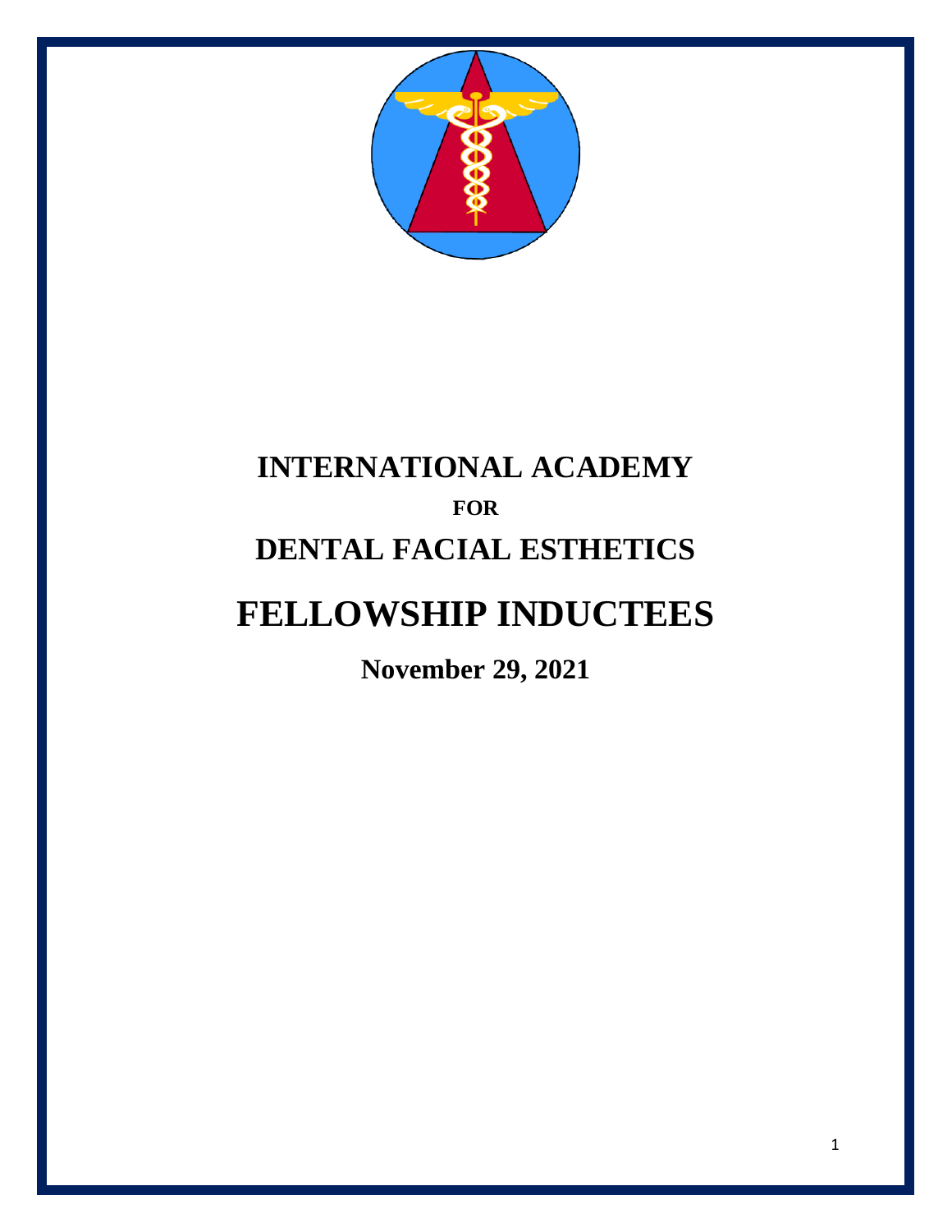# INTERNATIONAL ACADEMY

## FOR

# DENTAL FACIAL ESTHETICS

# FELLOWSHIP INDUCTEES

**November 29, 2021**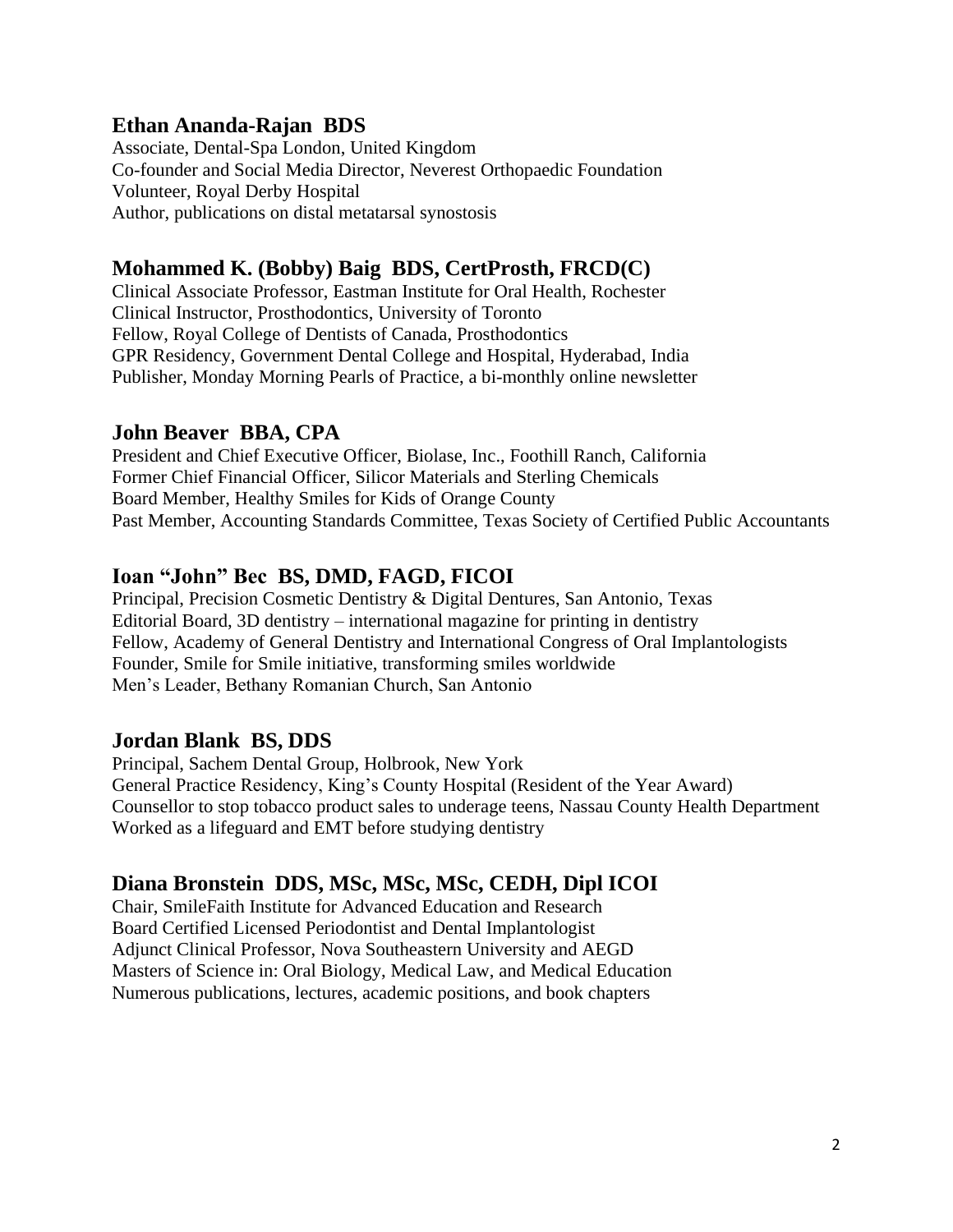## Ethan Ananda-Rajan BDS

Associate, Dental-Spa London, United Kingdom
Co-founder and Social Media Director, Neverest Orthopaedic Foundation
Volunteer, Royal Derby Hospital
Author, publications on distal metatarsal synostosis

## Mohammed K. (Bobby) Baig BDS, CertProsth, FRCD(C)

Clinical Associate Professor, Eastman Institute for Oral Health, Rochester
Clinical Instructor, Prosthodontics, University of Toronto
Fellow, Royal College of Dentists of Canada, Prosthodontics
GPR Residency, Government Dental College and Hospital, Hyderabad, India
Publisher, Monday Morning Pearls of Practice, a bi-monthly online newsletter

## John Beaver BBA, CPA

President and Chief Executive Officer, Biolase, Inc., Foothill Ranch, California
Former Chief Financial Officer, Silicor Materials and Sterling Chemicals
Board Member, Healthy Smiles for Kids of Orange County
Past Member, Accounting Standards Committee, Texas Society of Certified Public Accountants

## Ioan "John" Bec BS, DMD, FAGD, FICOI

Principal, Precision Cosmetic Dentistry & Digital Dentures, San Antonio, Texas
Editorial Board, 3D dentistry – international magazine for printing in dentistry
Fellow, Academy of General Dentistry and International Congress of Oral Implantologists
Founder, Smile for Smile initiative, transforming smiles worldwide
Men's Leader, Bethany Romanian Church, San Antonio

## Jordan Blank BS, DDS

Principal, Sachem Dental Group, Holbrook, New York
General Practice Residency, King's County Hospital (Resident of the Year Award)
Counsellor to stop tobacco product sales to underage teens, Nassau County Health Department
Worked as a lifeguard and EMT before studying dentistry

## Diana Bronstein DDS, MSc, MSc, MSc, CEDH, Dipl ICOI

Chair, SmileFaith Institute for Advanced Education and Research
Board Certified Licensed Periodontist and Dental Implantologist
Adjunct Clinical Professor, Nova Southeastern University and AEGD
Masters of Science in: Oral Biology, Medical Law, and Medical Education
Numerous publications, lectures, academic positions, and book chapters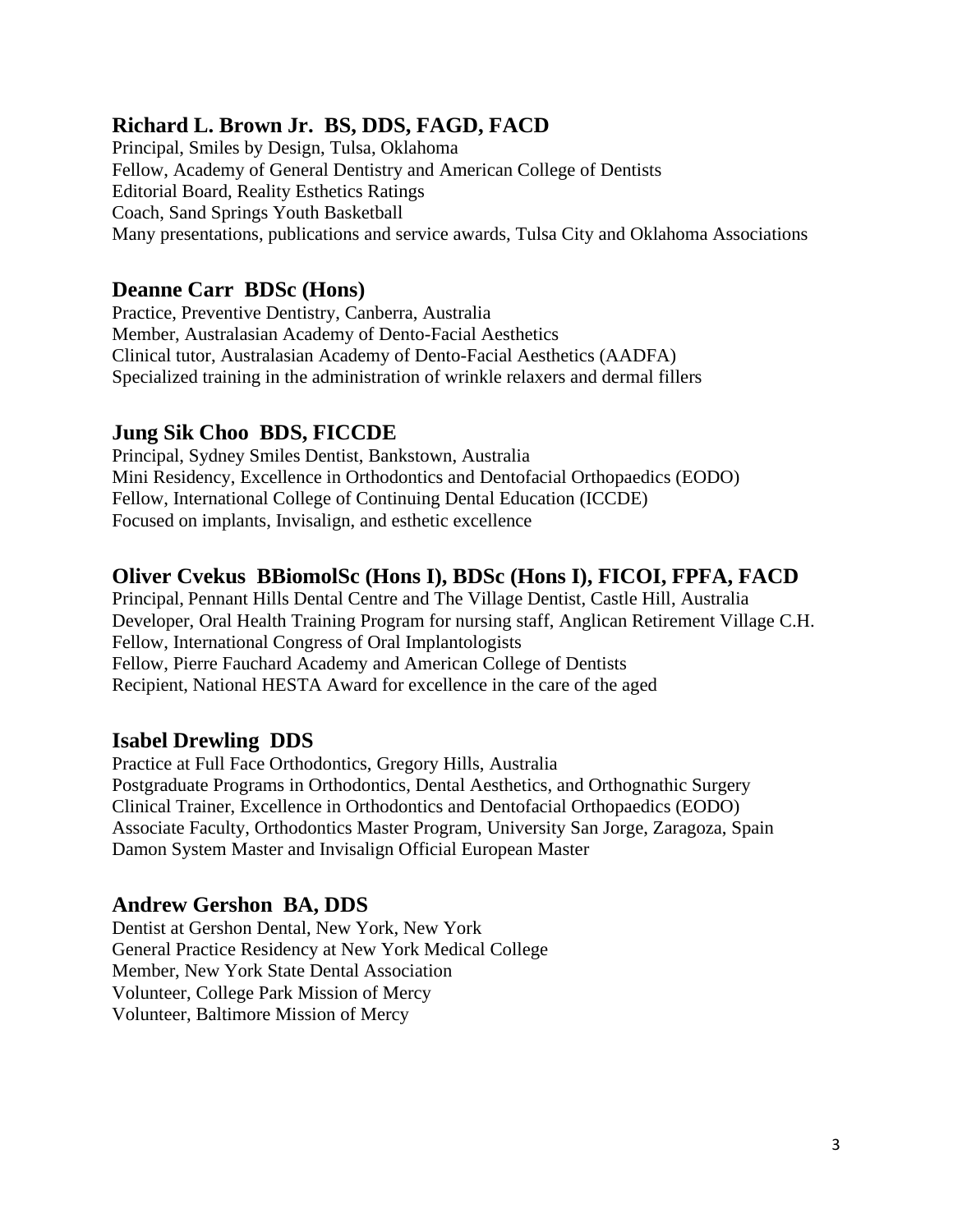### Richard L. Brown Jr. BS, DDS, FAGD, FACD

Principal, Smiles by Design, Tulsa, Oklahoma
Fellow, Academy of General Dentistry and American College of Dentists
Editorial Board, Reality Esthetics Ratings
Coach, Sand Springs Youth Basketball
Many presentations, publications and service awards, Tulsa City and Oklahoma Associations

### Deanne Carr BDSc (Hons)

Practice, Preventive Dentistry, Canberra, Australia
Member, Australasian Academy of Dento-Facial Aesthetics
Clinical tutor, Australasian Academy of Dento-Facial Aesthetics (AADFA)
Specialized training in the administration of wrinkle relaxers and dermal fillers

### Jung Sik Choo BDS, FICCDE

Principal, Sydney Smiles Dentist, Bankstown, Australia
Mini Residency, Excellence in Orthodontics and Dentofacial Orthopaedics (EODO)
Fellow, International College of Continuing Dental Education (ICCDE)
Focused on implants, Invisalign, and esthetic excellence

### Oliver Cvekus BBiomolSc (Hons I), BDSc (Hons I), FICOI, FPFA, FACD

Principal, Pennant Hills Dental Centre and The Village Dentist, Castle Hill, Australia
Developer, Oral Health Training Program for nursing staff, Anglican Retirement Village C.H.
Fellow, International Congress of Oral Implantologists
Fellow, Pierre Fauchard Academy and American College of Dentists
Recipient, National HESTA Award for excellence in the care of the aged

### Isabel Drewling DDS

Practice at Full Face Orthodontics, Gregory Hills, Australia
Postgraduate Programs in Orthodontics, Dental Aesthetics, and Orthognathic Surgery
Clinical Trainer, Excellence in Orthodontics and Dentofacial Orthopaedics (EODO)
Associate Faculty, Orthodontics Master Program, University San Jorge, Zaragoza, Spain
Damon System Master and Invisalign Official European Master

### Andrew Gershon BA, DDS

Dentist at Gershon Dental, New York, New York
General Practice Residency at New York Medical College
Member, New York State Dental Association
Volunteer, College Park Mission of Mercy
Volunteer, Baltimore Mission of Mercy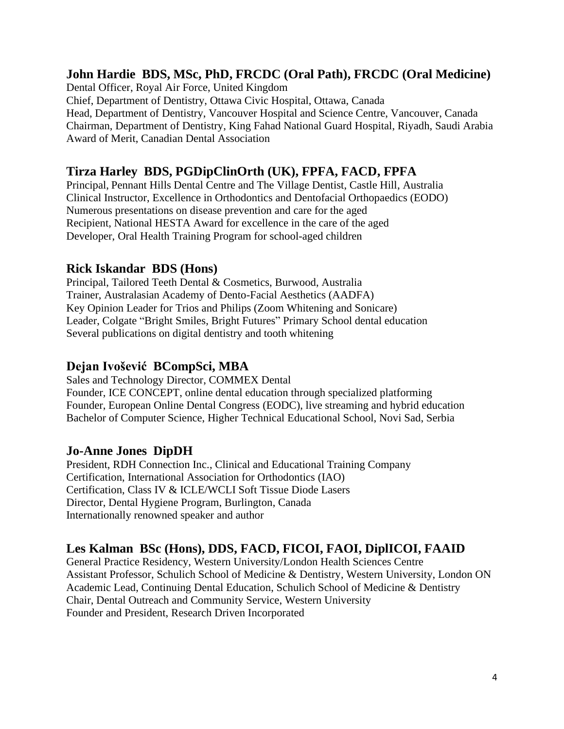## John Hardie  BDS, MSc, PhD, FRCDC (Oral Path), FRCDC (Oral Medicine)

Dental Officer, Royal Air Force, United Kingdom
Chief, Department of Dentistry, Ottawa Civic Hospital, Ottawa, Canada
Head, Department of Dentistry, Vancouver Hospital and Science Centre, Vancouver, Canada
Chairman, Department of Dentistry, King Fahad National Guard Hospital, Riyadh, Saudi Arabia
Award of Merit, Canadian Dental Association

## Tirza Harley  BDS, PGDipClinOrth (UK), FPFA, FACD, FPFA

Principal, Pennant Hills Dental Centre and The Village Dentist, Castle Hill, Australia
Clinical Instructor, Excellence in Orthodontics and Dentofacial Orthopaedics (EODO)
Numerous presentations on disease prevention and care for the aged
Recipient, National HESTA Award for excellence in the care of the aged
Developer, Oral Health Training Program for school-aged children

## Rick Iskandar  BDS (Hons)

Principal, Tailored Teeth Dental & Cosmetics, Burwood, Australia
Trainer, Australasian Academy of Dento-Facial Aesthetics (AADFA)
Key Opinion Leader for Trios and Philips (Zoom Whitening and Sonicare)
Leader, Colgate "Bright Smiles, Bright Futures" Primary School dental education
Several publications on digital dentistry and tooth whitening

## Dejan Ivošević  BCompSci, MBA

Sales and Technology Director, COMMEX Dental
Founder, ICE CONCEPT, online dental education through specialized platforming
Founder, European Online Dental Congress (EODC), live streaming and hybrid education
Bachelor of Computer Science, Higher Technical Educational School, Novi Sad, Serbia

## Jo-Anne Jones  DipDH

President, RDH Connection Inc., Clinical and Educational Training Company
Certification, International Association for Orthodontics (IAO)
Certification, Class IV & ICLE/WCLI Soft Tissue Diode Lasers
Director, Dental Hygiene Program, Burlington, Canada
Internationally renowned speaker and author

## Les Kalman  BSc (Hons), DDS, FACD, FICOI, FAOI, DiplICOI, FAAID

General Practice Residency, Western University/London Health Sciences Centre
Assistant Professor, Schulich School of Medicine & Dentistry, Western University, London ON
Academic Lead, Continuing Dental Education, Schulich School of Medicine & Dentistry
Chair, Dental Outreach and Community Service, Western University
Founder and President, Research Driven Incorporated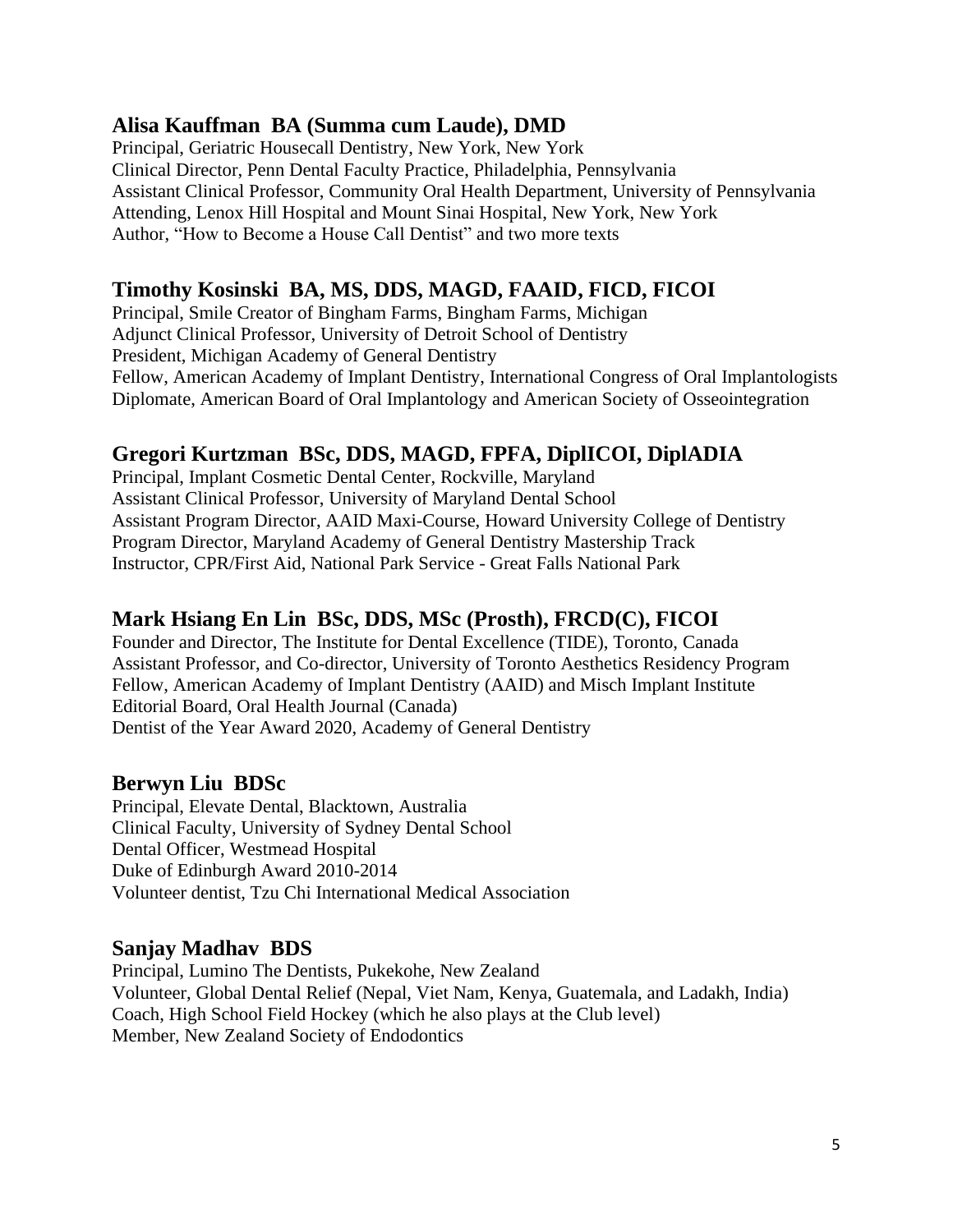### Alisa Kauffman BA (Summa cum Laude), DMD

Principal, Geriatric Housecall Dentistry, New York, New York
Clinical Director, Penn Dental Faculty Practice, Philadelphia, Pennsylvania
Assistant Clinical Professor, Community Oral Health Department, University of Pennsylvania
Attending, Lenox Hill Hospital and Mount Sinai Hospital, New York, New York
Author, "How to Become a House Call Dentist" and two more texts

### Timothy Kosinski BA, MS, DDS, MAGD, FAAID, FICD, FICOI

Principal, Smile Creator of Bingham Farms, Bingham Farms, Michigan
Adjunct Clinical Professor, University of Detroit School of Dentistry
President, Michigan Academy of General Dentistry
Fellow, American Academy of Implant Dentistry, International Congress of Oral Implantologists
Diplomate, American Board of Oral Implantology and American Society of Osseointegration

### Gregori Kurtzman BSc, DDS, MAGD, FPFA, DiplICOI, DiplADIA

Principal, Implant Cosmetic Dental Center, Rockville, Maryland
Assistant Clinical Professor, University of Maryland Dental School
Assistant Program Director, AAID Maxi-Course, Howard University College of Dentistry
Program Director, Maryland Academy of General Dentistry Mastership Track
Instructor, CPR/First Aid, National Park Service - Great Falls National Park

### Mark Hsiang En Lin BSc, DDS, MSc (Prosth), FRCD(C), FICOI

Founder and Director, The Institute for Dental Excellence (TIDE), Toronto, Canada
Assistant Professor, and Co-director, University of Toronto Aesthetics Residency Program
Fellow, American Academy of Implant Dentistry (AAID) and Misch Implant Institute
Editorial Board, Oral Health Journal (Canada)
Dentist of the Year Award 2020, Academy of General Dentistry

### Berwyn Liu BDSc

Principal, Elevate Dental, Blacktown, Australia
Clinical Faculty, University of Sydney Dental School
Dental Officer, Westmead Hospital
Duke of Edinburgh Award 2010-2014
Volunteer dentist, Tzu Chi International Medical Association

### Sanjay Madhav BDS

Principal, Lumino The Dentists, Pukekohe, New Zealand
Volunteer, Global Dental Relief (Nepal, Viet Nam, Kenya, Guatemala, and Ladakh, India)
Coach, High School Field Hockey (which he also plays at the Club level)
Member, New Zealand Society of Endodontics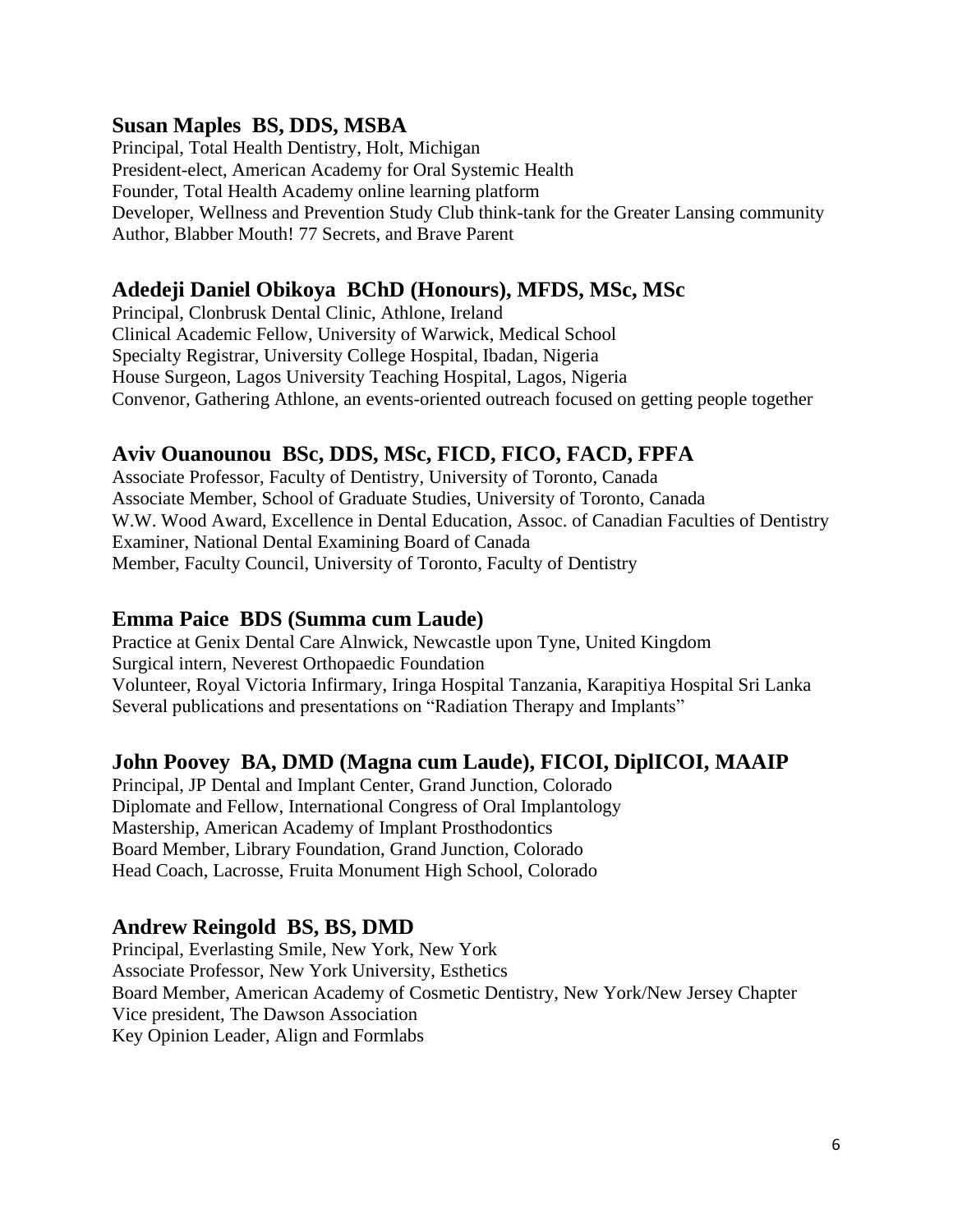### Susan Maples BS, DDS, MSBA

Principal, Total Health Dentistry, Holt, Michigan
President-elect, American Academy for Oral Systemic Health
Founder, Total Health Academy online learning platform
Developer, Wellness and Prevention Study Club think-tank for the Greater Lansing community
Author, Blabber Mouth! 77 Secrets, and Brave Parent

### Adedeji Daniel Obikoya BChD (Honours), MFDS, MSc, MSc

Principal, Clonbrusk Dental Clinic, Athlone, Ireland
Clinical Academic Fellow, University of Warwick, Medical School
Specialty Registrar, University College Hospital, Ibadan, Nigeria
House Surgeon, Lagos University Teaching Hospital, Lagos, Nigeria
Convenor, Gathering Athlone, an events-oriented outreach focused on getting people together

### Aviv Ouanounou BSc, DDS, MSc, FICD, FICO, FACD, FPFA

Associate Professor, Faculty of Dentistry, University of Toronto, Canada
Associate Member, School of Graduate Studies, University of Toronto, Canada
W.W. Wood Award, Excellence in Dental Education, Assoc. of Canadian Faculties of Dentistry
Examiner, National Dental Examining Board of Canada
Member, Faculty Council, University of Toronto, Faculty of Dentistry

### Emma Paice BDS (Summa cum Laude)

Practice at Genix Dental Care Alnwick, Newcastle upon Tyne, United Kingdom
Surgical intern, Neverest Orthopaedic Foundation
Volunteer, Royal Victoria Infirmary, Iringa Hospital Tanzania, Karapitiya Hospital Sri Lanka
Several publications and presentations on "Radiation Therapy and Implants"

### John Poovey BA, DMD (Magna cum Laude), FICOI, DiplICOI, MAAIP

Principal, JP Dental and Implant Center, Grand Junction, Colorado
Diplomate and Fellow, International Congress of Oral Implantology
Mastership, American Academy of Implant Prosthodontics
Board Member, Library Foundation, Grand Junction, Colorado
Head Coach, Lacrosse, Fruita Monument High School, Colorado

### Andrew Reingold BS, BS, DMD

Principal, Everlasting Smile, New York, New York
Associate Professor, New York University, Esthetics
Board Member, American Academy of Cosmetic Dentistry, New York/New Jersey Chapter
Vice president, The Dawson Association
Key Opinion Leader, Align and Formlabs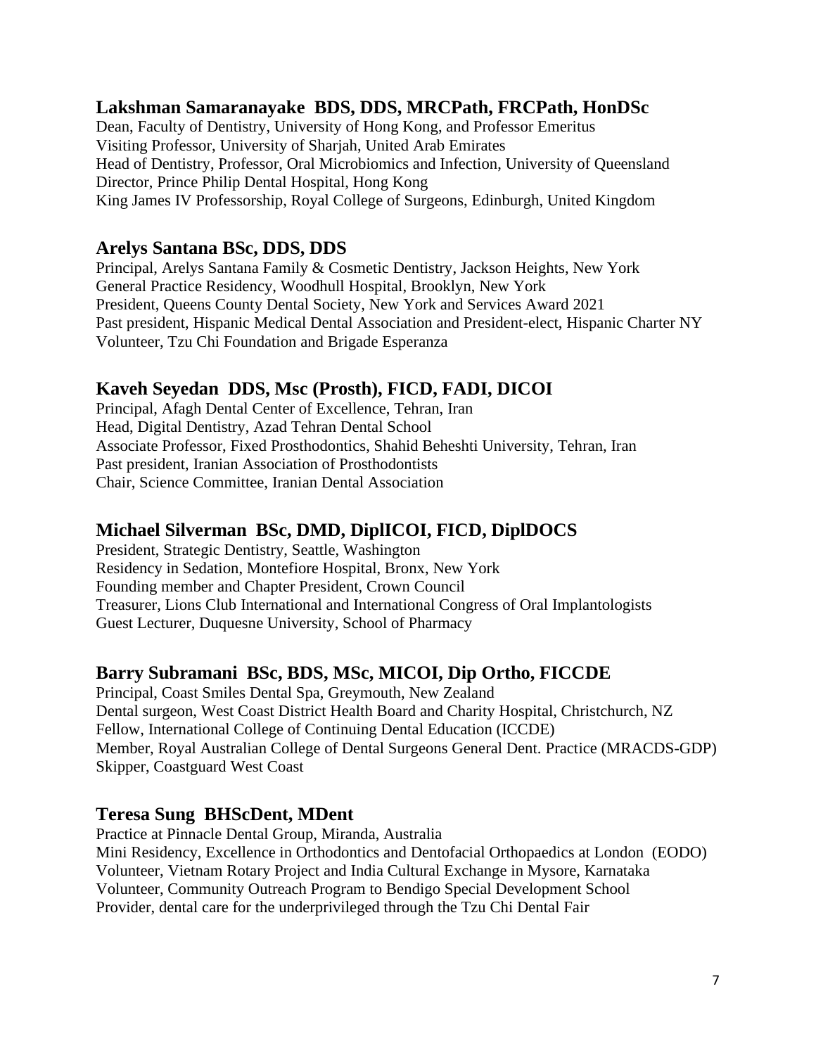## Lakshman Samaranayake BDS, DDS, MRCPath, FRCPath, HonDSc

Dean, Faculty of Dentistry, University of Hong Kong, and Professor Emeritus
Visiting Professor, University of Sharjah, United Arab Emirates
Head of Dentistry, Professor, Oral Microbiomics and Infection, University of Queensland
Director, Prince Philip Dental Hospital, Hong Kong
King James IV Professorship, Royal College of Surgeons, Edinburgh, United Kingdom

## Arelys Santana BSc, DDS, DDS

Principal, Arelys Santana Family & Cosmetic Dentistry, Jackson Heights, New York
General Practice Residency, Woodhull Hospital, Brooklyn, New York
President, Queens County Dental Society, New York and Services Award 2021
Past president, Hispanic Medical Dental Association and President-elect, Hispanic Charter NY
Volunteer, Tzu Chi Foundation and Brigade Esperanza

## Kaveh Seyedan DDS, Msc (Prosth), FICD, FADI, DICOI

Principal, Afagh Dental Center of Excellence, Tehran, Iran
Head, Digital Dentistry, Azad Tehran Dental School
Associate Professor, Fixed Prosthodontics, Shahid Beheshti University, Tehran, Iran
Past president, Iranian Association of Prosthodontists
Chair, Science Committee, Iranian Dental Association

## Michael Silverman BSc, DMD, DiplICOI, FICD, DiplDOCS

President, Strategic Dentistry, Seattle, Washington
Residency in Sedation, Montefiore Hospital, Bronx, New York
Founding member and Chapter President, Crown Council
Treasurer, Lions Club International and International Congress of Oral Implantologists
Guest Lecturer, Duquesne University, School of Pharmacy

## Barry Subramani BSc, BDS, MSc, MICOI, Dip Ortho, FICCDE

Principal, Coast Smiles Dental Spa, Greymouth, New Zealand
Dental surgeon, West Coast District Health Board and Charity Hospital, Christchurch, NZ
Fellow, International College of Continuing Dental Education (ICCDE)
Member, Royal Australian College of Dental Surgeons General Dent. Practice (MRACDS-GDP)
Skipper, Coastguard West Coast

## Teresa Sung BHScDent, MDent

Practice at Pinnacle Dental Group, Miranda, Australia
Mini Residency, Excellence in Orthodontics and Dentofacial Orthopaedics at London (EODO)
Volunteer, Vietnam Rotary Project and India Cultural Exchange in Mysore, Karnataka
Volunteer, Community Outreach Program to Bendigo Special Development School
Provider, dental care for the underprivileged through the Tzu Chi Dental Fair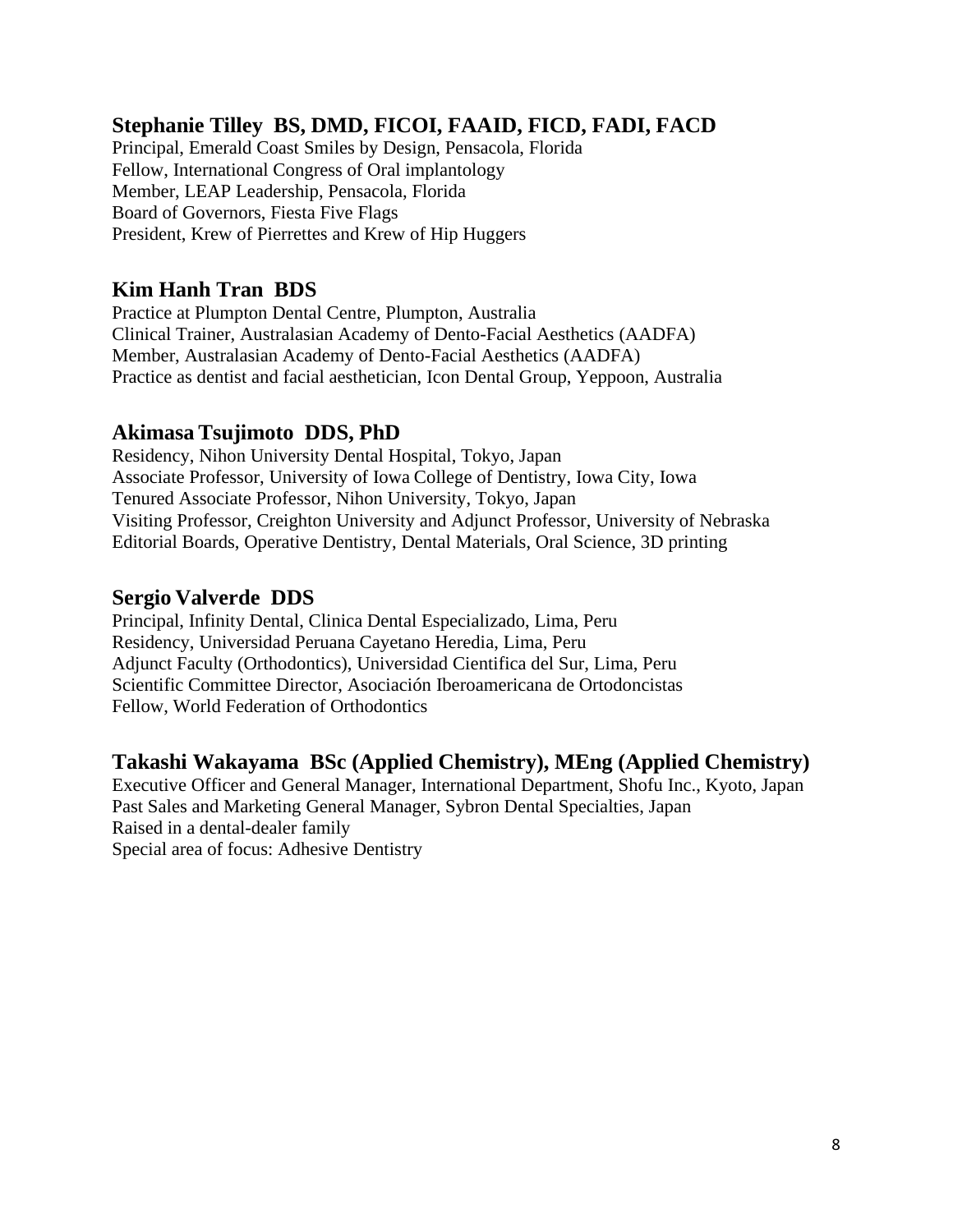### Stephanie Tilley  BS, DMD, FICOI, FAAID, FICD, FADI, FACD

Principal, Emerald Coast Smiles by Design, Pensacola, Florida
Fellow, International Congress of Oral implantology
Member, LEAP Leadership, Pensacola, Florida
Board of Governors, Fiesta Five Flags
President, Krew of Pierrettes and Krew of Hip Huggers

### Kim Hanh Tran  BDS

Practice at Plumpton Dental Centre, Plumpton, Australia
Clinical Trainer, Australasian Academy of Dento-Facial Aesthetics (AADFA)
Member, Australasian Academy of Dento-Facial Aesthetics (AADFA)
Practice as dentist and facial aesthetician, Icon Dental Group, Yeppoon, Australia

### Akimasa Tsujimoto  DDS, PhD

Residency, Nihon University Dental Hospital, Tokyo, Japan
Associate Professor, University of Iowa College of Dentistry, Iowa City, Iowa
Tenured Associate Professor, Nihon University, Tokyo, Japan
Visiting Professor, Creighton University and Adjunct Professor, University of Nebraska
Editorial Boards, Operative Dentistry, Dental Materials, Oral Science, 3D printing

### Sergio Valverde  DDS

Principal, Infinity Dental, Clinica Dental Especializado, Lima, Peru
Residency, Universidad Peruana Cayetano Heredia, Lima, Peru
Adjunct Faculty (Orthodontics), Universidad Cientifica del Sur, Lima, Peru
Scientific Committee Director, Asociación Iberoamericana de Ortodoncistas
Fellow, World Federation of Orthodontics

### Takashi Wakayama  BSc (Applied Chemistry), MEng (Applied Chemistry)

Executive Officer and General Manager, International Department, Shofu Inc., Kyoto, Japan
Past Sales and Marketing General Manager, Sybron Dental Specialties, Japan
Raised in a dental-dealer family
Special area of focus: Adhesive Dentistry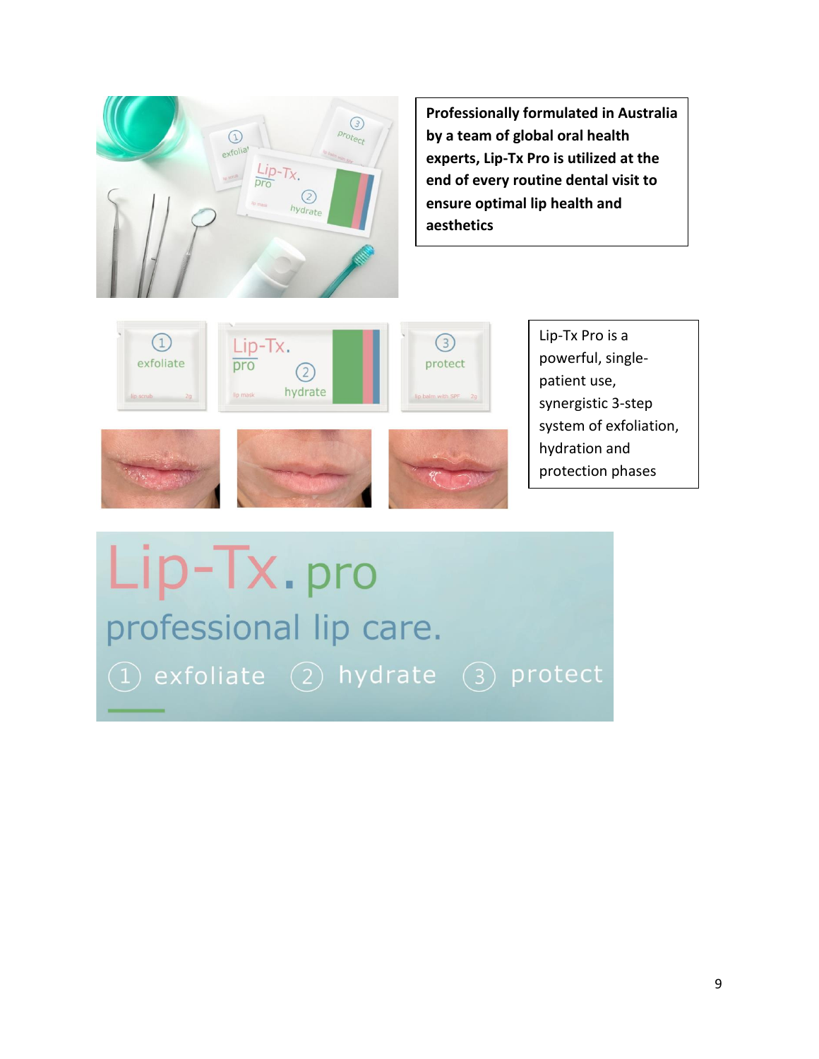**Professionally formulated in Australia by a team of global oral health experts, Lip-Tx Pro is utilized at the end of every routine dental visit to ensure optimal lip health and aesthetics**

Lip-Tx Pro is a powerful, single-patient use, synergistic 3-step system of exfoliation, hydration and protection phases

Lip-Tx. pro

professional lip care.

1 exfoliate 2 hydrate 3 protect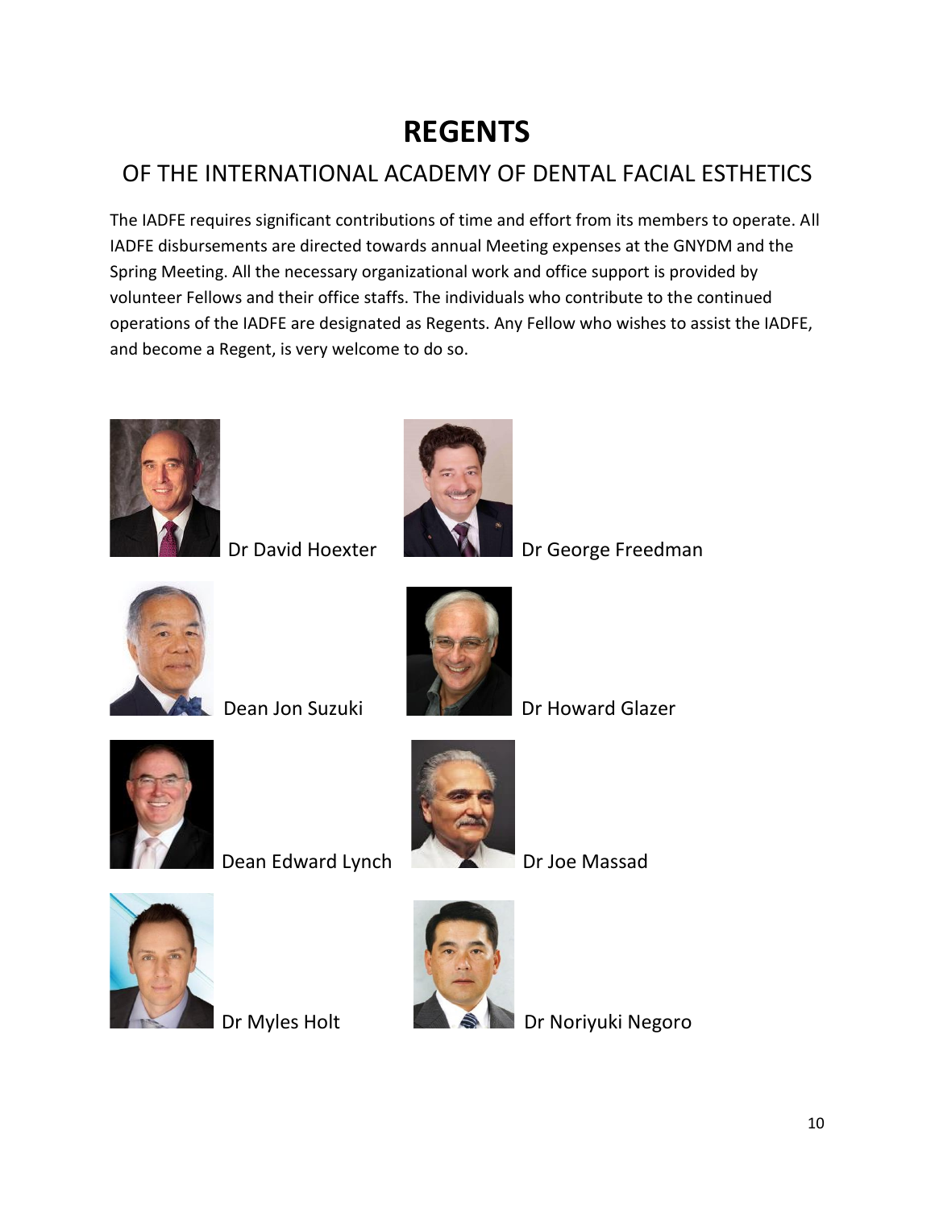# REGENTS

## OF THE INTERNATIONAL ACADEMY OF DENTAL FACIAL ESTHETICS

The IADFE requires significant contributions of time and effort from its members to operate. All IADFE disbursements are directed towards annual Meeting expenses at the GNYDM and the Spring Meeting. All the necessary organizational work and office support is provided by volunteer Fellows and their office staffs. The individuals who contribute to the continued operations of the IADFE are designated as Regents. Any Fellow who wishes to assist the IADFE, and become a Regent, is very welcome to do so.

Dr David Hoexter

Dr George Freedman

Dean Jon Suzuki

Dr Howard Glazer

Dean Edward Lynch

Dr Joe Massad

Dr Myles Holt

Dr Noriyuki Negoro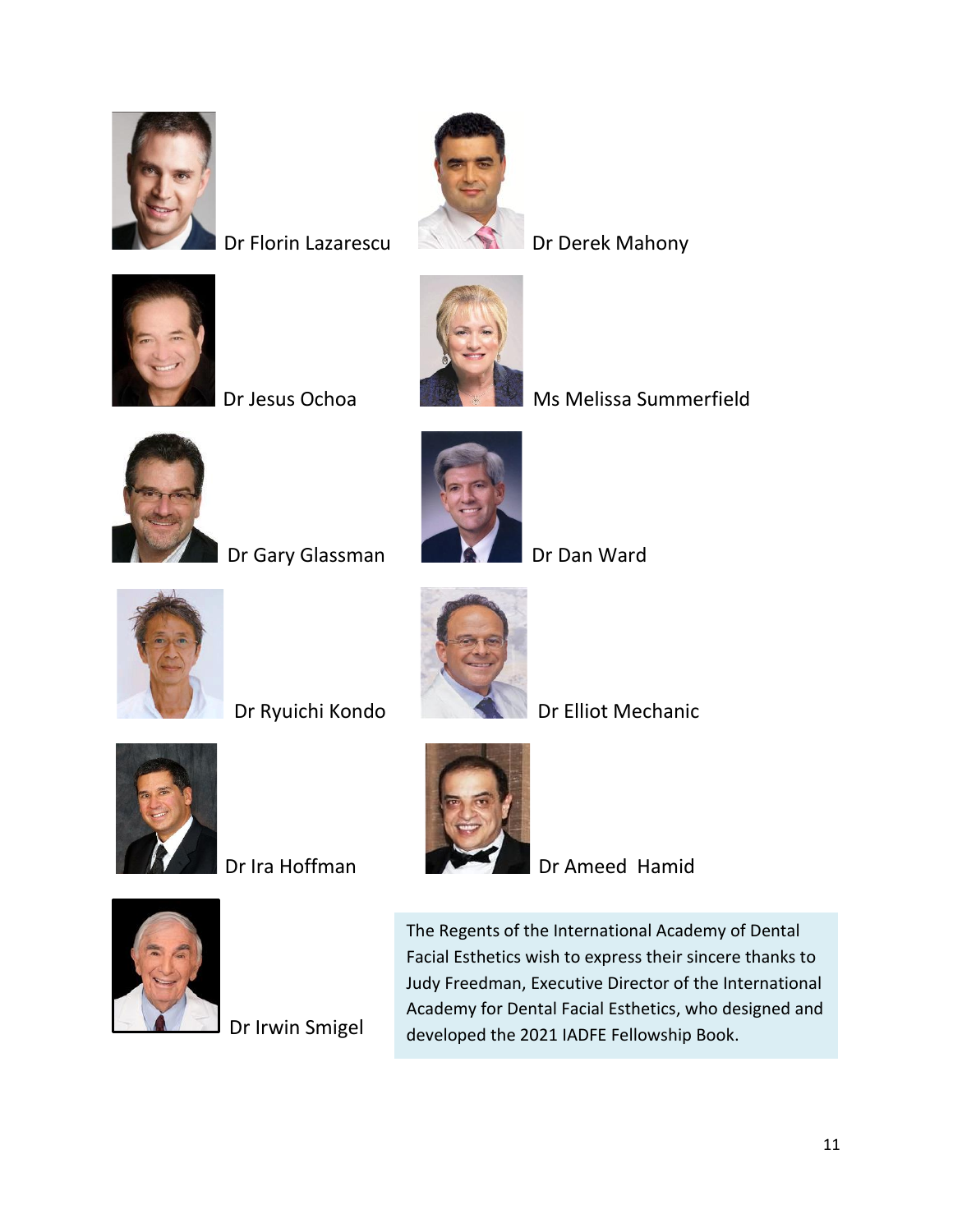Dr Florin Lazarescu

Dr Derek Mahony

Dr Jesus Ochoa

Ms Melissa Summerfield

Dr Gary Glassman

Dr Dan Ward

Dr Ryuichi Kondo

Dr Elliot Mechanic

Dr Ira Hoffman

Dr Ameed Hamid

Dr Irwin Smigel

The Regents of the International Academy of Dental Facial Esthetics wish to express their sincere thanks to Judy Freedman, Executive Director of the International Academy for Dental Facial Esthetics, who designed and developed the 2021 IADFE Fellowship Book.